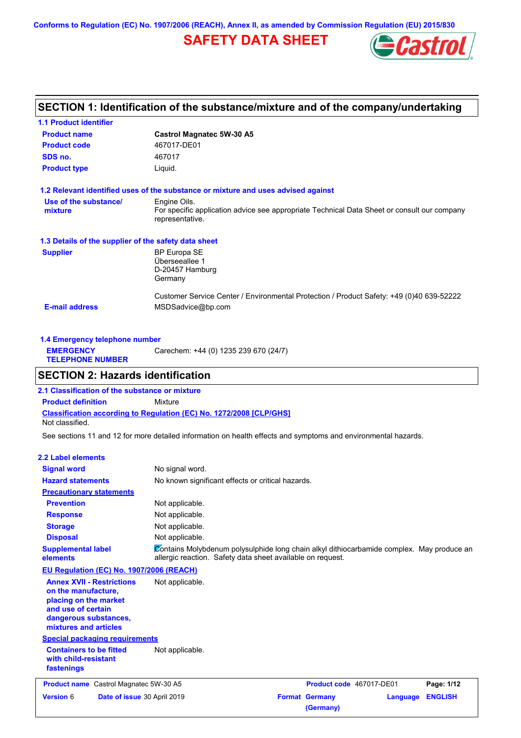Conforms to Regulation (EC) No. 1907/2006 (REACH), Annex II, as amended by Commission Regulation (EU) 2015/830

# SAFETY DATA SHEET

## SECTION 1: Identification of the substance/mixture and of the company/undertaking

### 1.1 Product identifier

| | |
|---|---|
| **Product name** | **Castrol Magnatec 5W-30 A5** |
| **Product code** | 467017-DE01 |
| **SDS no.** | 467017 |
| **Product type** | Liquid. |

### 1.2 Relevant identified uses of the substance or mixture and uses advised against

**Use of the substance/mixture**: Engine Oils.
For specific application advice see appropriate Technical Data Sheet or consult our company representative.

### 1.3 Details of the supplier of the safety data sheet

**Supplier**
BP Europa SE
Überseeallee 1
D-20457 Hamburg
Germany

Customer Service Center / Environmental Protection / Product Safety: +49 (0)40 639-52222

**E-mail address**: MSDSadvice@bp.com

### 1.4 Emergency telephone number

**EMERGENCY TELEPHONE NUMBER**: Carechem: +44 (0) 1235 239 670 (24/7)

## SECTION 2: Hazards identification

### 2.1 Classification of the substance or mixture

**Product definition**: Mixture

**Classification according to Regulation (EC) No. 1272/2008 [CLP/GHS]**
Not classified.

See sections 11 and 12 for more detailed information on health effects and symptoms and environmental hazards.

### 2.2 Label elements

| | |
|---|---|
| **Signal word** | No signal word. |
| **Hazard statements** | No known significant effects or critical hazards. |

**Precautionary statements**

| | |
|---|---|
| **Prevention** | Not applicable. |
| **Response** | Not applicable. |
| **Storage** | Not applicable. |
| **Disposal** | Not applicable. |
| **Supplemental label elements** | Contains Molybdenum polysulphide long chain alkyl dithiocarbamide complex. May produce an allergic reaction. Safety data sheet available on request. |

**EU Regulation (EC) No. 1907/2006 (REACH)**

**Annex XVII - Restrictions on the manufacture, placing on the market and use of certain dangerous substances, mixtures and articles**: Not applicable.

**Special packaging requirements**

**Containers to be fitted with child-resistant fastenings**: Not applicable.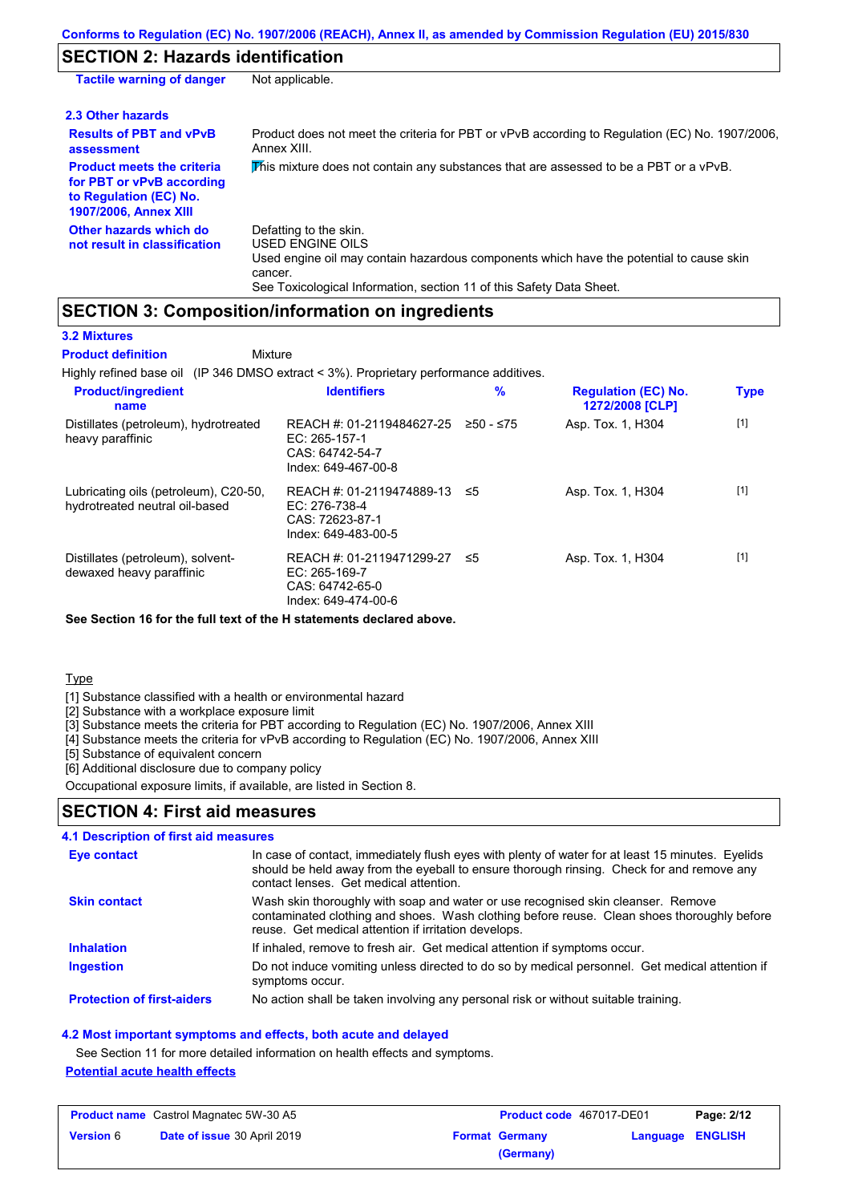## SECTION 2: Hazards identification

| | |
|---|---|
| **Tactile warning of danger** | Not applicable. |

### 2.3 Other hazards

| | |
|---|---|
| **Results of PBT and vPvB assessment** | Product does not meet the criteria for PBT or vPvB according to Regulation (EC) No. 1907/2006, Annex XIII. |
| **Product meets the criteria for PBT or vPvB according to Regulation (EC) No. 1907/2006, Annex XIII** | This mixture does not contain any substances that are assessed to be a PBT or a vPvB. |
| **Other hazards which do not result in classification** | Defatting to the skin.<br>USED ENGINE OILS<br>Used engine oil may contain hazardous components which have the potential to cause skin cancer.<br>See Toxicological Information, section 11 of this Safety Data Sheet. |

## SECTION 3: Composition/information on ingredients

### 3.2 Mixtures

**Product definition** Mixture

Highly refined base oil (IP 346 DMSO extract < 3%). Proprietary performance additives.

| Product/ingredient name | Identifiers | % | Regulation (EC) No. 1272/2008 [CLP] | Type |
|---|---|---|---|---|
| Distillates (petroleum), hydrotreated heavy paraffinic | REACH #: 01-2119484627-25<br>EC: 265-157-1<br>CAS: 64742-54-7<br>Index: 649-467-00-8 | ≥50 - ≤75 | Asp. Tox. 1, H304 | [1] |
| Lubricating oils (petroleum), C20-50, hydrotreated neutral oil-based | REACH #: 01-2119474889-13<br>EC: 276-738-4<br>CAS: 72623-87-1<br>Index: 649-483-00-5 | ≤5 | Asp. Tox. 1, H304 | [1] |
| Distillates (petroleum), solvent-dewaxed heavy paraffinic | REACH #: 01-2119471299-27<br>EC: 265-169-7<br>CAS: 64742-65-0<br>Index: 649-474-00-6 | ≤5 | Asp. Tox. 1, H304 | [1] |

**See Section 16 for the full text of the H statements declared above.**

Type

[1] Substance classified with a health or environmental hazard
[2] Substance with a workplace exposure limit
[3] Substance meets the criteria for PBT according to Regulation (EC) No. 1907/2006, Annex XIII
[4] Substance meets the criteria for vPvB according to Regulation (EC) No. 1907/2006, Annex XIII
[5] Substance of equivalent concern
[6] Additional disclosure due to company policy

Occupational exposure limits, if available, are listed in Section 8.

## SECTION 4: First aid measures

### 4.1 Description of first aid measures

| | |
|---|---|
| **Eye contact** | In case of contact, immediately flush eyes with plenty of water for at least 15 minutes. Eyelids should be held away from the eyeball to ensure thorough rinsing. Check for and remove any contact lenses. Get medical attention. |
| **Skin contact** | Wash skin thoroughly with soap and water or use recognised skin cleanser. Remove contaminated clothing and shoes. Wash clothing before reuse. Clean shoes thoroughly before reuse. Get medical attention if irritation develops. |
| **Inhalation** | If inhaled, remove to fresh air. Get medical attention if symptoms occur. |
| **Ingestion** | Do not induce vomiting unless directed to do so by medical personnel. Get medical attention if symptoms occur. |
| **Protection of first-aiders** | No action shall be taken involving any personal risk or without suitable training. |

### 4.2 Most important symptoms and effects, both acute and delayed

See Section 11 for more detailed information on health effects and symptoms.

**Potential acute health effects**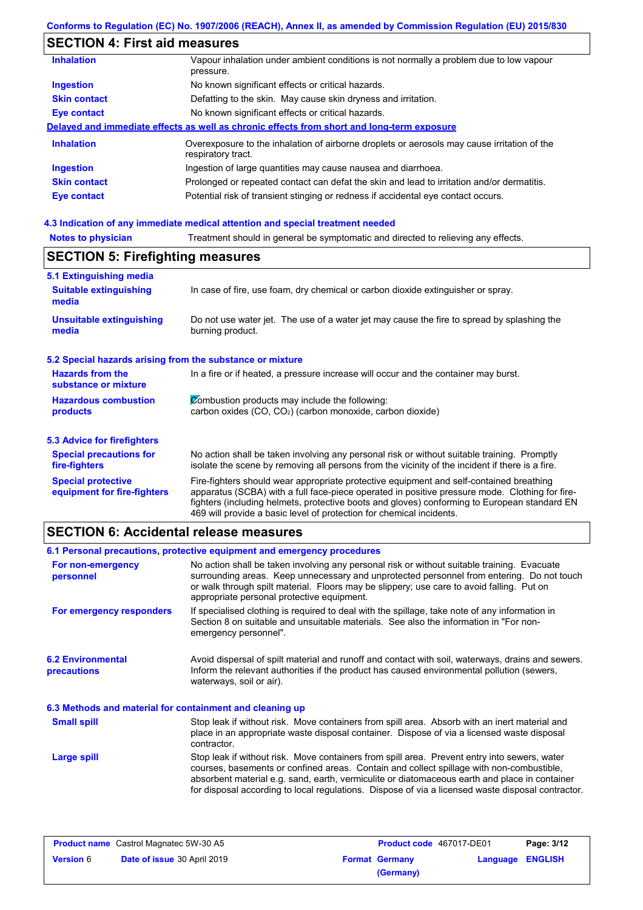## SECTION 4: First aid measures

| | |
|---|---|
| **Inhalation** | Vapour inhalation under ambient conditions is not normally a problem due to low vapour pressure. |
| **Ingestion** | No known significant effects or critical hazards. |
| **Skin contact** | Defatting to the skin. May cause skin dryness and irritation. |
| **Eye contact** | No known significant effects or critical hazards. |

**Delayed and immediate effects as well as chronic effects from short and long-term exposure**

| | |
|---|---|
| **Inhalation** | Overexposure to the inhalation of airborne droplets or aerosols may cause irritation of the respiratory tract. |
| **Ingestion** | Ingestion of large quantities may cause nausea and diarrhoea. |
| **Skin contact** | Prolonged or repeated contact can defat the skin and lead to irritation and/or dermatitis. |
| **Eye contact** | Potential risk of transient stinging or redness if accidental eye contact occurs. |

### 4.3 Indication of any immediate medical attention and special treatment needed

| | |
|---|---|
| **Notes to physician** | Treatment should in general be symptomatic and directed to relieving any effects. |

## SECTION 5: Firefighting measures

### 5.1 Extinguishing media

| | |
|---|---|
| **Suitable extinguishing media** | In case of fire, use foam, dry chemical or carbon dioxide extinguisher or spray. |
| **Unsuitable extinguishing media** | Do not use water jet. The use of a water jet may cause the fire to spread by splashing the burning product. |

### 5.2 Special hazards arising from the substance or mixture

| | |
|---|---|
| **Hazards from the substance or mixture** | In a fire or if heated, a pressure increase will occur and the container may burst. |
| **Hazardous combustion products** | Combustion products may include the following: carbon oxides (CO, $CO_2$) (carbon monoxide, carbon dioxide) |

### 5.3 Advice for firefighters

| | |
|---|---|
| **Special precautions for fire-fighters** | No action shall be taken involving any personal risk or without suitable training. Promptly isolate the scene by removing all persons from the vicinity of the incident if there is a fire. |
| **Special protective equipment for fire-fighters** | Fire-fighters should wear appropriate protective equipment and self-contained breathing apparatus (SCBA) with a full face-piece operated in positive pressure mode. Clothing for fire-fighters (including helmets, protective boots and gloves) conforming to European standard EN 469 will provide a basic level of protection for chemical incidents. |

## SECTION 6: Accidental release measures

### 6.1 Personal precautions, protective equipment and emergency procedures

| | |
|---|---|
| **For non-emergency personnel** | No action shall be taken involving any personal risk or without suitable training. Evacuate surrounding areas. Keep unnecessary and unprotected personnel from entering. Do not touch or walk through spilt material. Floors may be slippery; use care to avoid falling. Put on appropriate personal protective equipment. |
| **For emergency responders** | If specialised clothing is required to deal with the spillage, take note of any information in Section 8 on suitable and unsuitable materials. See also the information in "For non-emergency personnel". |

| | |
|---|---|
| **6.2 Environmental precautions** | Avoid dispersal of spilt material and runoff and contact with soil, waterways, drains and sewers. Inform the relevant authorities if the product has caused environmental pollution (sewers, waterways, soil or air). |

### 6.3 Methods and material for containment and cleaning up

| | |
|---|---|
| **Small spill** | Stop leak if without risk. Move containers from spill area. Absorb with an inert material and place in an appropriate waste disposal container. Dispose of via a licensed waste disposal contractor. |
| **Large spill** | Stop leak if without risk. Move containers from spill area. Prevent entry into sewers, water courses, basements or confined areas. Contain and collect spillage with non-combustible, absorbent material e.g. sand, earth, vermiculite or diatomaceous earth and place in container for disposal according to local regulations. Dispose of via a licensed waste disposal contractor. |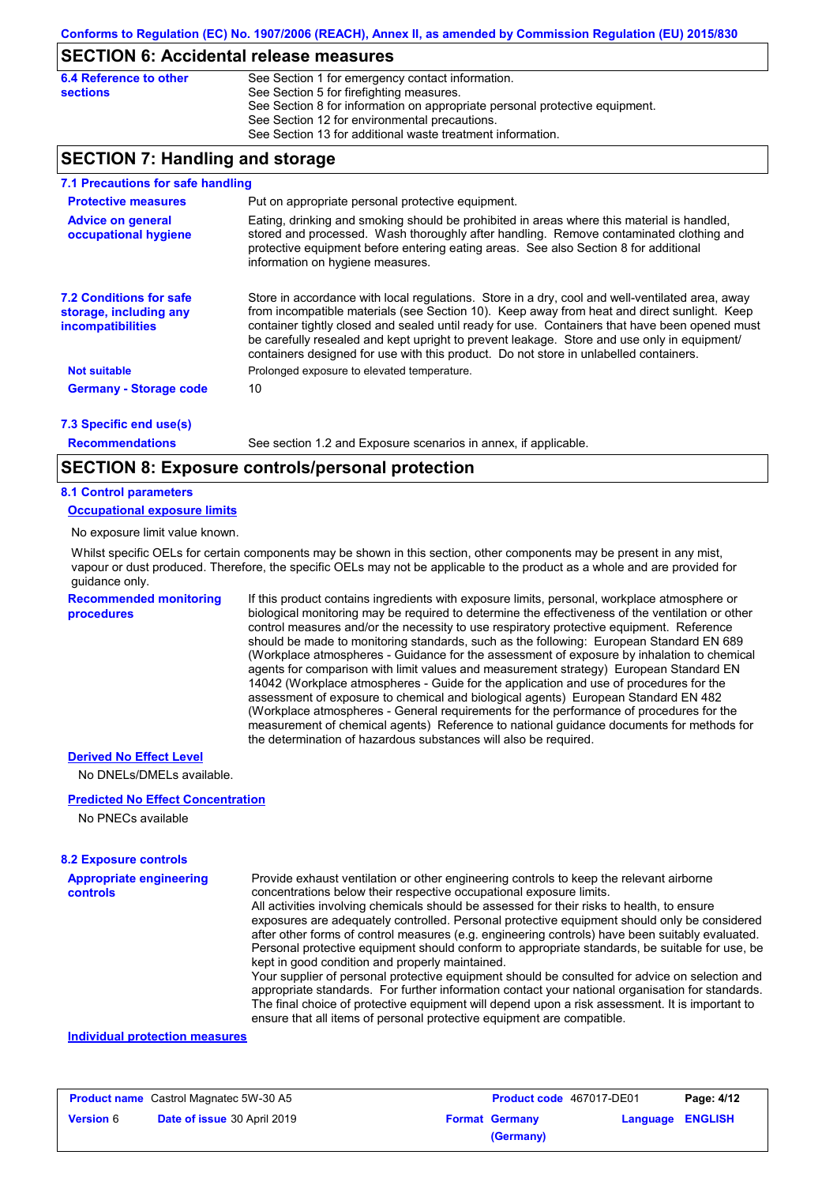## SECTION 6: Accidental release measures

| | |
|---|---|
| **6.4 Reference to other sections** | See Section 1 for emergency contact information.<br>See Section 5 for firefighting measures.<br>See Section 8 for information on appropriate personal protective equipment.<br>See Section 12 for environmental precautions.<br>See Section 13 for additional waste treatment information. |

## SECTION 7: Handling and storage

### 7.1 Precautions for safe handling

**Protective measures**

Put on appropriate personal protective equipment.

**Advice on general occupational hygiene**

Eating, drinking and smoking should be prohibited in areas where this material is handled, stored and processed. Wash thoroughly after handling. Remove contaminated clothing and protective equipment before entering eating areas. See also Section 8 for additional information on hygiene measures.

### 7.2 Conditions for safe storage, including any incompatibilities

Store in accordance with local regulations. Store in a dry, cool and well-ventilated area, away from incompatible materials (see Section 10). Keep away from heat and direct sunlight. Keep container tightly closed and sealed until ready for use. Containers that have been opened must be carefully resealed and kept upright to prevent leakage. Store and use only in equipment/ containers designed for use with this product. Do not store in unlabelled containers.

**Not suitable**

Prolonged exposure to elevated temperature.

**Germany - Storage code**

10

### 7.3 Specific end use(s)

**Recommendations**

See section 1.2 and Exposure scenarios in annex, if applicable.

## SECTION 8: Exposure controls/personal protection

### 8.1 Control parameters

**Occupational exposure limits**

No exposure limit value known.

Whilst specific OELs for certain components may be shown in this section, other components may be present in any mist, vapour or dust produced. Therefore, the specific OELs may not be applicable to the product as a whole and are provided for guidance only.

**Recommended monitoring procedures**

If this product contains ingredients with exposure limits, personal, workplace atmosphere or biological monitoring may be required to determine the effectiveness of the ventilation or other control measures and/or the necessity to use respiratory protective equipment. Reference should be made to monitoring standards, such as the following: European Standard EN 689 (Workplace atmospheres - Guidance for the assessment of exposure by inhalation to chemical agents for comparison with limit values and measurement strategy) European Standard EN 14042 (Workplace atmospheres - Guide for the application and use of procedures for the assessment of exposure to chemical and biological agents) European Standard EN 482 (Workplace atmospheres - General requirements for the performance of procedures for the measurement of chemical agents) Reference to national guidance documents for methods for the determination of hazardous substances will also be required.

**Derived No Effect Level**

No DNELs/DMELs available.

**Predicted No Effect Concentration**

No PNECs available

### 8.2 Exposure controls

**Appropriate engineering controls**

Provide exhaust ventilation or other engineering controls to keep the relevant airborne concentrations below their respective occupational exposure limits.
All activities involving chemicals should be assessed for their risks to health, to ensure exposures are adequately controlled. Personal protective equipment should only be considered after other forms of control measures (e.g. engineering controls) have been suitably evaluated. Personal protective equipment should conform to appropriate standards, be suitable for use, be kept in good condition and properly maintained.
Your supplier of personal protective equipment should be consulted for advice on selection and appropriate standards. For further information contact your national organisation for standards. The final choice of protective equipment will depend upon a risk assessment. It is important to ensure that all items of personal protective equipment are compatible.

**Individual protection measures**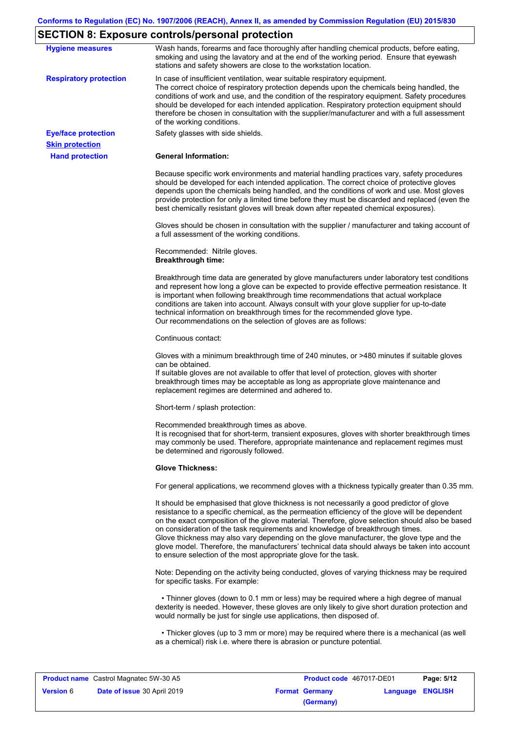## SECTION 8: Exposure controls/personal protection

**Hygiene measures**

Wash hands, forearms and face thoroughly after handling chemical products, before eating, smoking and using the lavatory and at the end of the working period. Ensure that eyewash stations and safety showers are close to the workstation location.

**Respiratory protection**

In case of insufficient ventilation, wear suitable respiratory equipment.
The correct choice of respiratory protection depends upon the chemicals being handled, the conditions of work and use, and the condition of the respiratory equipment. Safety procedures should be developed for each intended application. Respiratory protection equipment should therefore be chosen in consultation with the supplier/manufacturer and with a full assessment of the working conditions.

**Eye/face protection**

Safety glasses with side shields.

**Skin protection**

**Hand protection**

**General Information:**

Because specific work environments and material handling practices vary, safety procedures should be developed for each intended application. The correct choice of protective gloves depends upon the chemicals being handled, and the conditions of work and use. Most gloves provide protection for only a limited time before they must be discarded and replaced (even the best chemically resistant gloves will break down after repeated chemical exposures).

Gloves should be chosen in consultation with the supplier / manufacturer and taking account of a full assessment of the working conditions.

Recommended: Nitrile gloves.
**Breakthrough time:**

Breakthrough time data are generated by glove manufacturers under laboratory test conditions and represent how long a glove can be expected to provide effective permeation resistance. It is important when following breakthrough time recommendations that actual workplace conditions are taken into account. Always consult with your glove supplier for up-to-date technical information on breakthrough times for the recommended glove type.
Our recommendations on the selection of gloves are as follows:

Continuous contact:

Gloves with a minimum breakthrough time of 240 minutes, or >480 minutes if suitable gloves can be obtained.
If suitable gloves are not available to offer that level of protection, gloves with shorter breakthrough times may be acceptable as long as appropriate glove maintenance and replacement regimes are determined and adhered to.

Short-term / splash protection:

Recommended breakthrough times as above.
It is recognised that for short-term, transient exposures, gloves with shorter breakthrough times may commonly be used. Therefore, appropriate maintenance and replacement regimes must be determined and rigorously followed.

**Glove Thickness:**

For general applications, we recommend gloves with a thickness typically greater than 0.35 mm.

It should be emphasised that glove thickness is not necessarily a good predictor of glove resistance to a specific chemical, as the permeation efficiency of the glove will be dependent on the exact composition of the glove material. Therefore, glove selection should also be based on consideration of the task requirements and knowledge of breakthrough times.
Glove thickness may also vary depending on the glove manufacturer, the glove type and the glove model. Therefore, the manufacturers' technical data should always be taken into account to ensure selection of the most appropriate glove for the task.

Note: Depending on the activity being conducted, gloves of varying thickness may be required for specific tasks. For example:

- Thinner gloves (down to 0.1 mm or less) may be required where a high degree of manual dexterity is needed. However, these gloves are only likely to give short duration protection and would normally be just for single use applications, then disposed of.

- Thicker gloves (up to 3 mm or more) may be required where there is a mechanical (as well as a chemical) risk i.e. where there is abrasion or puncture potential.

| **Product name** Castrol Magnatec 5W-30 A5 | | **Product code** 467017-DE01 | **Page: 5/12** |
|---|---|---|---|
| **Version** 6 | **Date of issue** 30 April 2019 | **Format Germany (Germany)** | **Language ENGLISH** |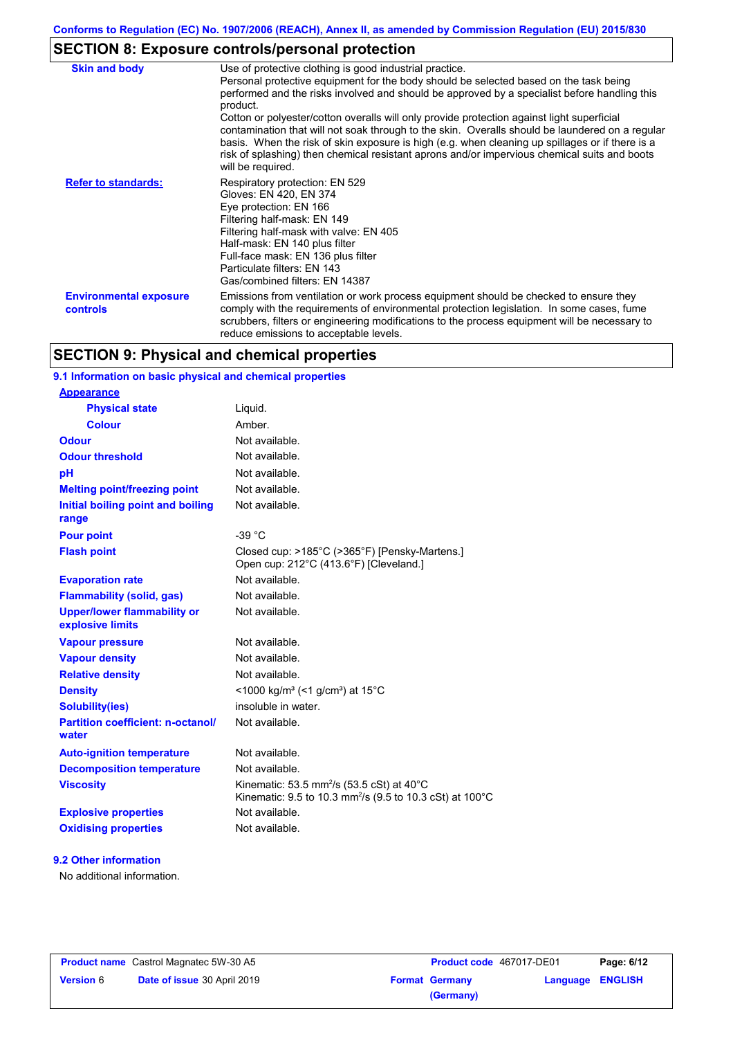## SECTION 8: Exposure controls/personal protection

| | |
|---|---|
| **Skin and body** | Use of protective clothing is good industrial practice. Personal protective equipment for the body should be selected based on the task being performed and the risks involved and should be approved by a specialist before handling this product. Cotton or polyester/cotton overalls will only provide protection against light superficial contamination that will not soak through to the skin. Overalls should be laundered on a regular basis. When the risk of skin exposure is high (e.g. when cleaning up spillages or if there is a risk of splashing) then chemical resistant aprons and/or impervious chemical suits and boots will be required. |
| **Refer to standards:** | Respiratory protection: EN 529<br>Gloves: EN 420, EN 374<br>Eye protection: EN 166<br>Filtering half-mask: EN 149<br>Filtering half-mask with valve: EN 405<br>Half-mask: EN 140 plus filter<br>Full-face mask: EN 136 plus filter<br>Particulate filters: EN 143<br>Gas/combined filters: EN 14387 |
| **Environmental exposure controls** | Emissions from ventilation or work process equipment should be checked to ensure they comply with the requirements of environmental protection legislation. In some cases, fume scrubbers, filters or engineering modifications to the process equipment will be necessary to reduce emissions to acceptable levels. |

## SECTION 9: Physical and chemical properties

### 9.1 Information on basic physical and chemical properties

| | |
|---|---|
| **Appearance** | |
| **Physical state** | Liquid. |
| **Colour** | Amber. |
| **Odour** | Not available. |
| **Odour threshold** | Not available. |
| **pH** | Not available. |
| **Melting point/freezing point** | Not available. |
| **Initial boiling point and boiling range** | Not available. |
| **Pour point** | -39 °C |
| **Flash point** | Closed cup: >185°C (>365°F) [Pensky-Martens.]<br>Open cup: 212°C (413.6°F) [Cleveland.] |
| **Evaporation rate** | Not available. |
| **Flammability (solid, gas)** | Not available. |
| **Upper/lower flammability or explosive limits** | Not available. |
| **Vapour pressure** | Not available. |
| **Vapour density** | Not available. |
| **Relative density** | Not available. |
| **Density** | <1000 kg/m³ (<1 g/cm³) at 15°C |
| **Solubility(ies)** | insoluble in water. |
| **Partition coefficient: n-octanol/water** | Not available. |
| **Auto-ignition temperature** | Not available. |
| **Decomposition temperature** | Not available. |
| **Viscosity** | Kinematic: 53.5 $mm^2/s$ (53.5 cSt) at 40°C<br>Kinematic: 9.5 to 10.3 $mm^2/s$ (9.5 to 10.3 cSt) at 100°C |
| **Explosive properties** | Not available. |
| **Oxidising properties** | Not available. |

### 9.2 Other information

No additional information.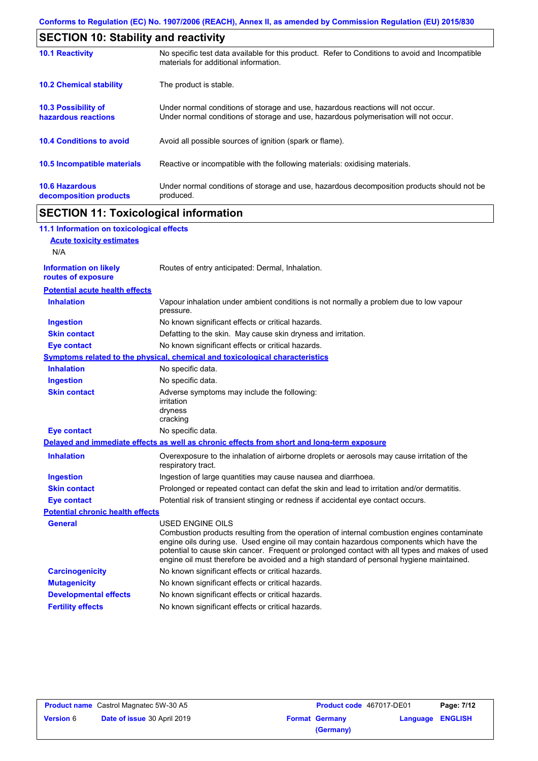## SECTION 10: Stability and reactivity

| | |
|---|---|
| **10.1 Reactivity** | No specific test data available for this product. Refer to Conditions to avoid and Incompatible materials for additional information. |
| **10.2 Chemical stability** | The product is stable. |
| **10.3 Possibility of hazardous reactions** | Under normal conditions of storage and use, hazardous reactions will not occur. Under normal conditions of storage and use, hazardous polymerisation will not occur. |
| **10.4 Conditions to avoid** | Avoid all possible sources of ignition (spark or flame). |
| **10.5 Incompatible materials** | Reactive or incompatible with the following materials: oxidising materials. |
| **10.6 Hazardous decomposition products** | Under normal conditions of storage and use, hazardous decomposition products should not be produced. |

## SECTION 11: Toxicological information

### 11.1 Information on toxicological effects

**Acute toxicity estimates**

N/A

**Information on likely routes of exposure**: Routes of entry anticipated: Dermal, Inhalation.

**Potential acute health effects**

| | |
|---|---|
| **Inhalation** | Vapour inhalation under ambient conditions is not normally a problem due to low vapour pressure. |
| **Ingestion** | No known significant effects or critical hazards. |
| **Skin contact** | Defatting to the skin. May cause skin dryness and irritation. |
| **Eye contact** | No known significant effects or critical hazards. |

**Symptoms related to the physical, chemical and toxicological characteristics**

| | |
|---|---|
| **Inhalation** | No specific data. |
| **Ingestion** | No specific data. |
| **Skin contact** | Adverse symptoms may include the following: irritation dryness cracking |
| **Eye contact** | No specific data. |

**Delayed and immediate effects as well as chronic effects from short and long-term exposure**

| | |
|---|---|
| **Inhalation** | Overexposure to the inhalation of airborne droplets or aerosols may cause irritation of the respiratory tract. |
| **Ingestion** | Ingestion of large quantities may cause nausea and diarrhoea. |
| **Skin contact** | Prolonged or repeated contact can defat the skin and lead to irritation and/or dermatitis. |
| **Eye contact** | Potential risk of transient stinging or redness if accidental eye contact occurs. |

**Potential chronic health effects**

| | |
|---|---|
| **General** | USED ENGINE OILS<br>Combustion products resulting from the operation of internal combustion engines contaminate engine oils during use. Used engine oil may contain hazardous components which have the potential to cause skin cancer. Frequent or prolonged contact with all types and makes of used engine oil must therefore be avoided and a high standard of personal hygiene maintained. |
| **Carcinogenicity** | No known significant effects or critical hazards. |
| **Mutagenicity** | No known significant effects or critical hazards. |
| **Developmental effects** | No known significant effects or critical hazards. |
| **Fertility effects** | No known significant effects or critical hazards. |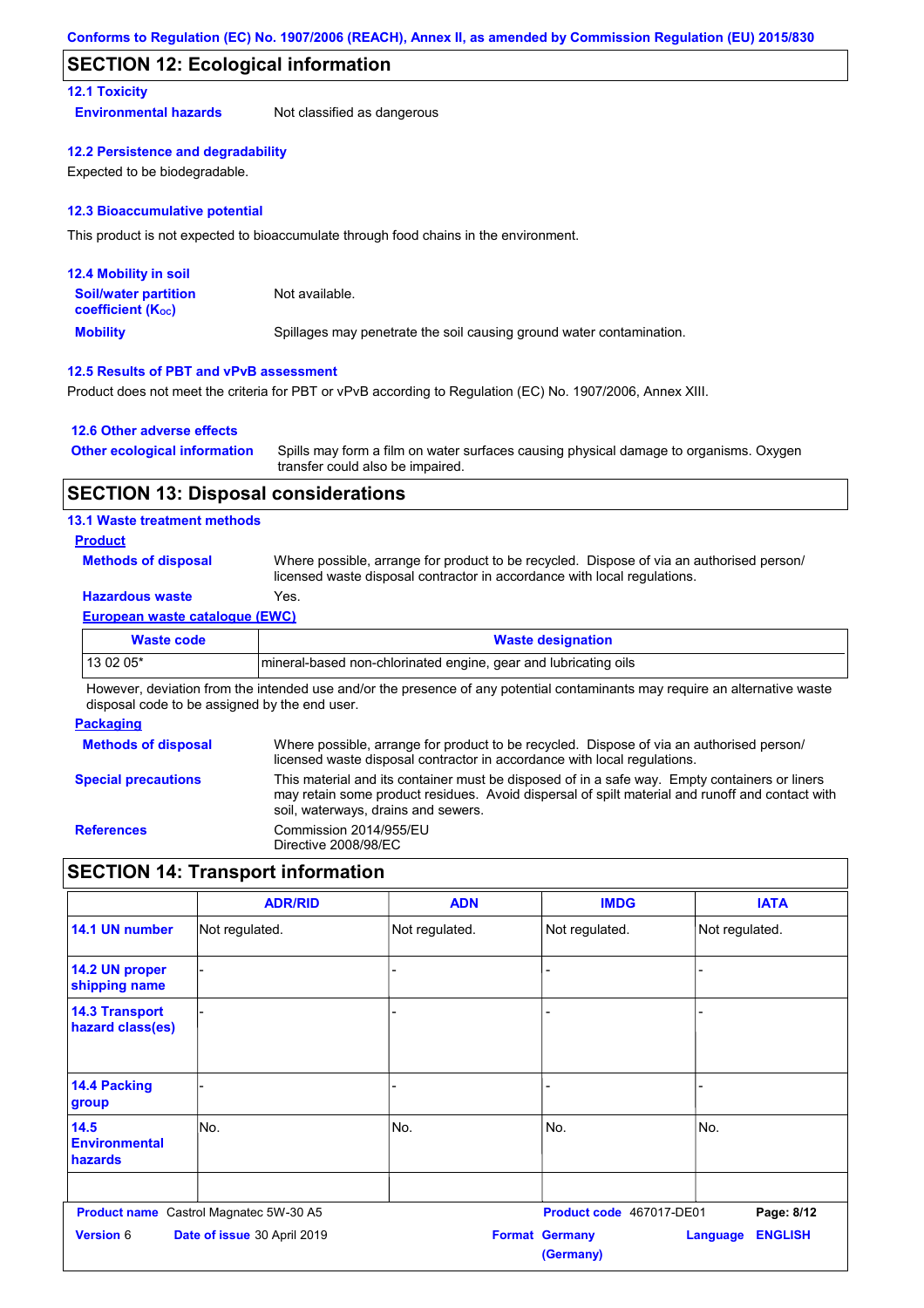## SECTION 12: Ecological information

### 12.1 Toxicity

**Environmental hazards** Not classified as dangerous

### 12.2 Persistence and degradability

Expected to be biodegradable.

### 12.3 Bioaccumulative potential

This product is not expected to bioaccumulate through food chains in the environment.

### 12.4 Mobility in soil

**Soil/water partition coefficient ($K_{OC}$)** Not available.

**Mobility** Spillages may penetrate the soil causing ground water contamination.

### 12.5 Results of PBT and vPvB assessment

Product does not meet the criteria for PBT or vPvB according to Regulation (EC) No. 1907/2006, Annex XIII.

### 12.6 Other adverse effects

**Other ecological information** Spills may form a film on water surfaces causing physical damage to organisms. Oxygen transfer could also be impaired.

## SECTION 13: Disposal considerations

### 13.1 Waste treatment methods

**Product**

**Methods of disposal** Where possible, arrange for product to be recycled. Dispose of via an authorised person/ licensed waste disposal contractor in accordance with local regulations.

**Hazardous waste** Yes.

**European waste catalogue (EWC)**

| Waste code | Waste designation |
|---|---|
| 13 02 05* | mineral-based non-chlorinated engine, gear and lubricating oils |

However, deviation from the intended use and/or the presence of any potential contaminants may require an alternative waste disposal code to be assigned by the end user.

**Packaging**

**Methods of disposal** Where possible, arrange for product to be recycled. Dispose of via an authorised person/ licensed waste disposal contractor in accordance with local regulations.

**Special precautions** This material and its container must be disposed of in a safe way. Empty containers or liners may retain some product residues. Avoid dispersal of spilt material and runoff and contact with soil, waterways, drains and sewers.

**References** Commission 2014/955/EU
Directive 2008/98/EC

## SECTION 14: Transport information

| | ADR/RID | ADN | IMDG | IATA |
|---|---|---|---|---|
| 14.1 UN number | Not regulated. | Not regulated. | Not regulated. | Not regulated. |
| 14.2 UN proper shipping name | - | - | - | - |
| 14.3 Transport hazard class(es) | - | - | - | - |
| 14.4 Packing group | - | - | - | - |
| 14.5 Environmental hazards | No. | No. | No. | No. |
| | | | | |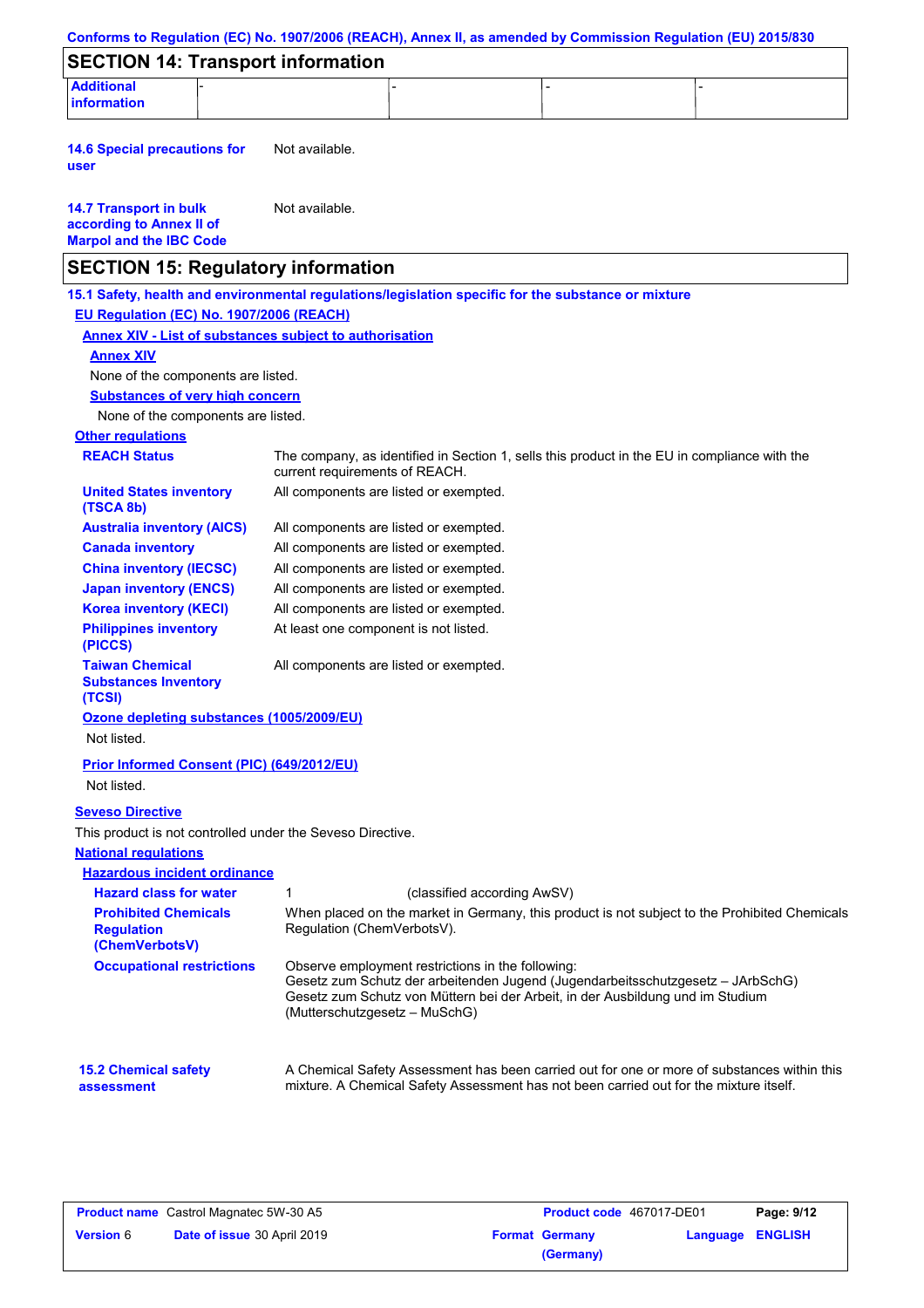## SECTION 14: Transport information

| Additional information | - | - | - | - |
|---|---|---|---|---|

**14.6 Special precautions for user**: Not available.

**14.7 Transport in bulk according to Annex II of Marpol and the IBC Code**: Not available.

## SECTION 15: Regulatory information

**15.1 Safety, health and environmental regulations/legislation specific for the substance or mixture**

**EU Regulation (EC) No. 1907/2006 (REACH)**

**Annex XIV - List of substances subject to authorisation**

**Annex XIV**

None of the components are listed.

**Substances of very high concern**

None of the components are listed.

**Other regulations**

| | |
|---|---|
| **REACH Status** | The company, as identified in Section 1, sells this product in the EU in compliance with the current requirements of REACH. |
| **United States inventory (TSCA 8b)** | All components are listed or exempted. |
| **Australia inventory (AICS)** | All components are listed or exempted. |
| **Canada inventory** | All components are listed or exempted. |
| **China inventory (IECSC)** | All components are listed or exempted. |
| **Japan inventory (ENCS)** | All components are listed or exempted. |
| **Korea inventory (KECI)** | All components are listed or exempted. |
| **Philippines inventory (PICCS)** | At least one component is not listed. |
| **Taiwan Chemical Substances Inventory (TCSI)** | All components are listed or exempted. |

**Ozone depleting substances (1005/2009/EU)**

Not listed.

**Prior Informed Consent (PIC) (649/2012/EU)**

Not listed.

**Seveso Directive**

This product is not controlled under the Seveso Directive.

**National regulations**

**Hazardous incident ordinance**

| | |
|---|---|
| **Hazard class for water** | 1 (classified according AwSV) |
| **Prohibited Chemicals Regulation (ChemVerbotsV)** | When placed on the market in Germany, this product is not subject to the Prohibited Chemicals Regulation (ChemVerbotsV). |
| **Occupational restrictions** | Observe employment restrictions in the following: Gesetz zum Schutz der arbeitenden Jugend (Jugendarbeitsschutzgesetz – JArbSchG) Gesetz zum Schutz von Müttern bei der Arbeit, in der Ausbildung und im Studium (Mutterschutzgesetz – MuSchG) |

**15.2 Chemical safety assessment**: A Chemical Safety Assessment has been carried out for one or more of substances within this mixture. A Chemical Safety Assessment has not been carried out for the mixture itself.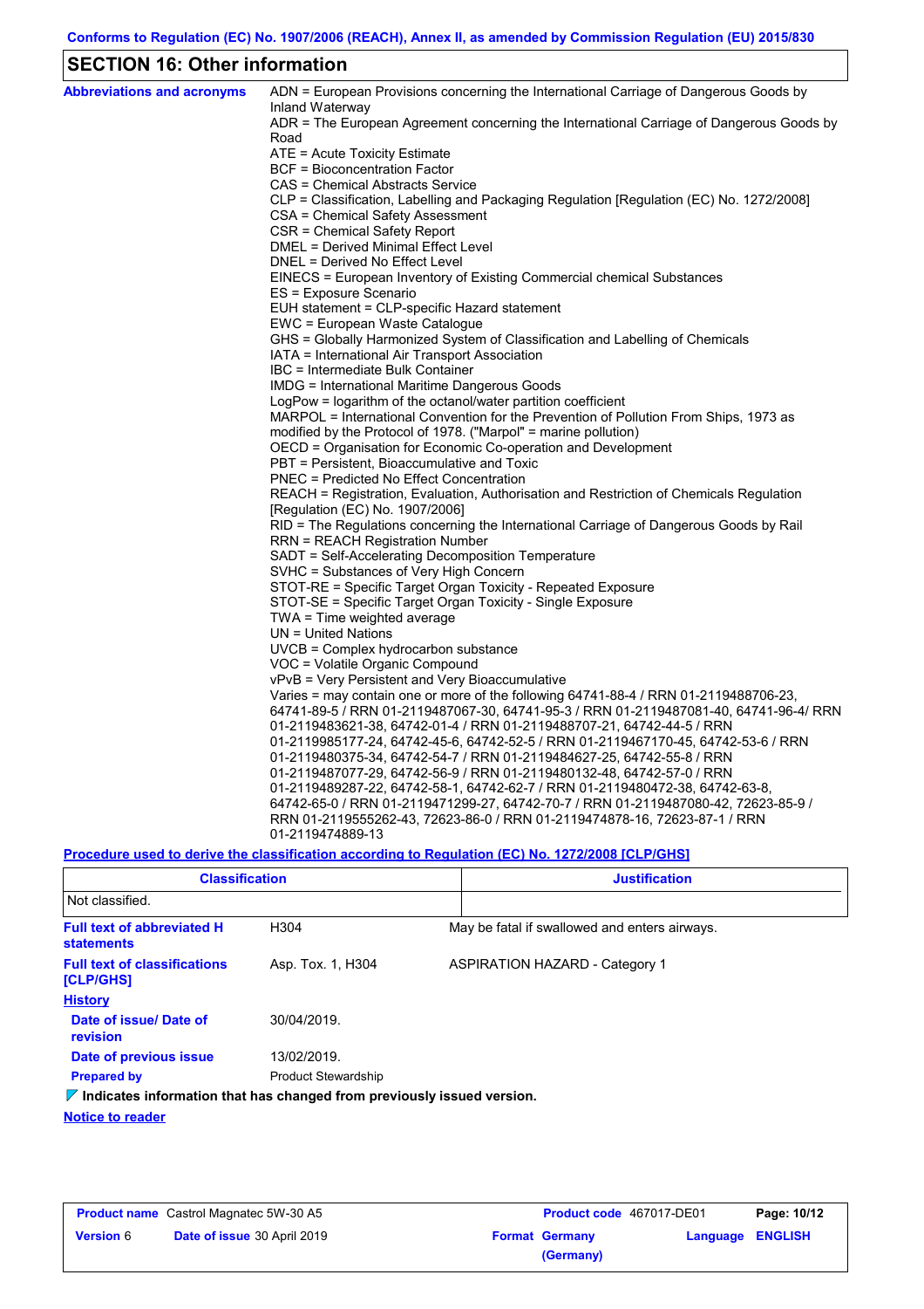Conforms to Regulation (EC) No. 1907/2006 (REACH), Annex II, as amended by Commission Regulation (EU) 2015/830

## SECTION 16: Other information

**Abbreviations and acronyms**

ADN = European Provisions concerning the International Carriage of Dangerous Goods by Inland Waterway
ADR = The European Agreement concerning the International Carriage of Dangerous Goods by Road
ATE = Acute Toxicity Estimate
BCF = Bioconcentration Factor
CAS = Chemical Abstracts Service
CLP = Classification, Labelling and Packaging Regulation [Regulation (EC) No. 1272/2008]
CSA = Chemical Safety Assessment
CSR = Chemical Safety Report
DMEL = Derived Minimal Effect Level
DNEL = Derived No Effect Level
EINECS = European Inventory of Existing Commercial chemical Substances
ES = Exposure Scenario
EUH statement = CLP-specific Hazard statement
EWC = European Waste Catalogue
GHS = Globally Harmonized System of Classification and Labelling of Chemicals
IATA = International Air Transport Association
IBC = Intermediate Bulk Container
IMDG = International Maritime Dangerous Goods
LogPow = logarithm of the octanol/water partition coefficient
MARPOL = International Convention for the Prevention of Pollution From Ships, 1973 as modified by the Protocol of 1978. ("Marpol" = marine pollution)
OECD = Organisation for Economic Co-operation and Development
PBT = Persistent, Bioaccumulative and Toxic
PNEC = Predicted No Effect Concentration
REACH = Registration, Evaluation, Authorisation and Restriction of Chemicals Regulation [Regulation (EC) No. 1907/2006]
RID = The Regulations concerning the International Carriage of Dangerous Goods by Rail
RRN = REACH Registration Number
SADT = Self-Accelerating Decomposition Temperature
SVHC = Substances of Very High Concern
STOT-RE = Specific Target Organ Toxicity - Repeated Exposure
STOT-SE = Specific Target Organ Toxicity - Single Exposure
TWA = Time weighted average
UN = United Nations
UVCB = Complex hydrocarbon substance
VOC = Volatile Organic Compound
vPvB = Very Persistent and Very Bioaccumulative
Varies = may contain one or more of the following 64741-88-4 / RRN 01-2119488706-23, 64741-89-5 / RRN 01-2119487067-30, 64741-95-3 / RRN 01-2119487081-40, 64741-96-4/ RRN 01-2119483621-38, 64742-01-4 / RRN 01-2119488707-21, 64742-44-5 / RRN 01-2119985177-24, 64742-45-6, 64742-52-5 / RRN 01-2119467170-45, 64742-53-6 / RRN 01-2119480375-34, 64742-54-7 / RRN 01-2119484627-25, 64742-55-8 / RRN 01-2119487077-29, 64742-56-9 / RRN 01-2119480132-48, 64742-57-0 / RRN 01-2119489287-22, 64742-58-1, 64742-62-7 / RRN 01-2119480472-38, 64742-63-8, 64742-65-0 / RRN 01-2119471299-27, 64742-70-7 / RRN 01-2119487080-42, 72623-85-9 / RRN 01-2119555262-43, 72623-86-0 / RRN 01-2119474878-16, 72623-87-1 / RRN 01-2119474889-13

**Procedure used to derive the classification according to Regulation (EC) No. 1272/2008 [CLP/GHS]**

| Classification | Justification |
|---|---|
| Not classified. | |

**Full text of abbreviated H statements**

| | |
|---|---|
| H304 | May be fatal if swallowed and enters airways. |

**Full text of classifications [CLP/GHS]**

| | |
|---|---|
| Asp. Tox. 1, H304 | ASPIRATION HAZARD - Category 1 |

**History**

**Date of issue/ Date of revision**: 30/04/2019.

**Date of previous issue**: 13/02/2019.

**Prepared by**: Product Stewardship

**Indicates information that has changed from previously issued version.**

**Notice to reader**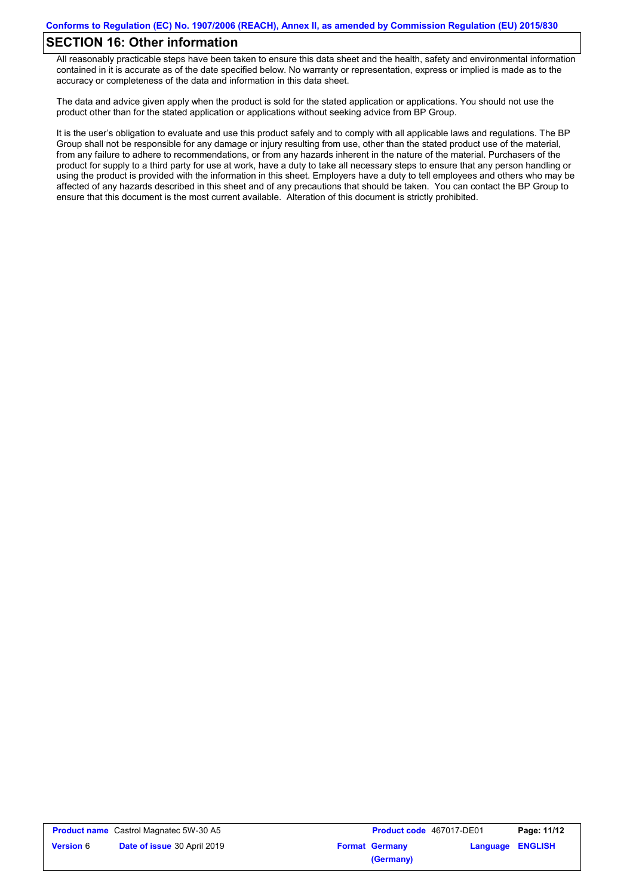## SECTION 16: Other information

All reasonably practicable steps have been taken to ensure this data sheet and the health, safety and environmental information contained in it is accurate as of the date specified below. No warranty or representation, express or implied is made as to the accuracy or completeness of the data and information in this data sheet.

The data and advice given apply when the product is sold for the stated application or applications. You should not use the product other than for the stated application or applications without seeking advice from BP Group.

It is the user's obligation to evaluate and use this product safely and to comply with all applicable laws and regulations. The BP Group shall not be responsible for any damage or injury resulting from use, other than the stated product use of the material, from any failure to adhere to recommendations, or from any hazards inherent in the nature of the material. Purchasers of the product for supply to a third party for use at work, have a duty to take all necessary steps to ensure that any person handling or using the product is provided with the information in this sheet. Employers have a duty to tell employees and others who may be affected of any hazards described in this sheet and of any precautions that should be taken. You can contact the BP Group to ensure that this document is the most current available. Alteration of this document is strictly prohibited.